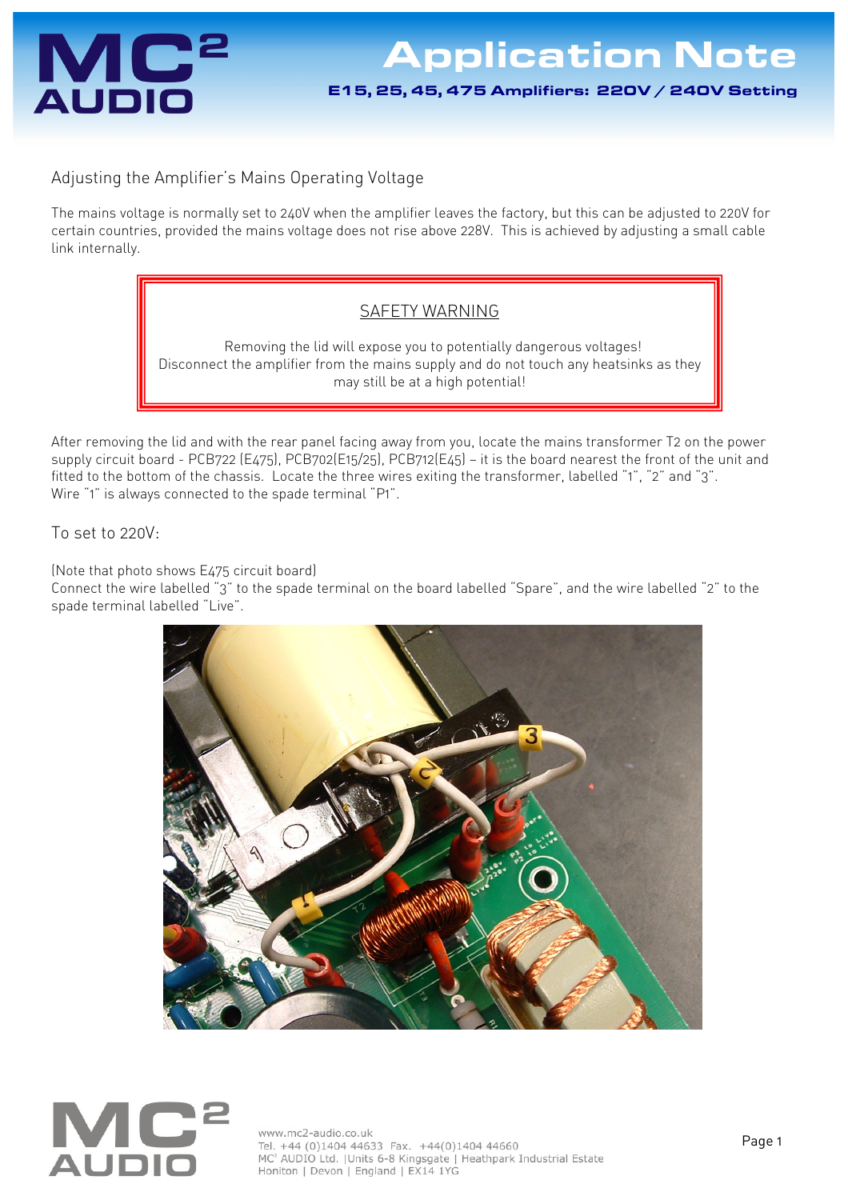# Application Note

**E15, 25, 45, 475 Amplifiers: 220V / 240V Setting**

## Adjusting the Amplifier's Mains Operating Voltage

The mains voltage is normally set to 240V when the amplifier leaves the factory, but this can be adjusted to 220V for certain countries, provided the mains voltage does not rise above 228V. This is achieved by adjusting a small cable link internally.

> SAFETY WARNING
>
> Removing the lid will expose you to potentially dangerous voltages!
> Disconnect the amplifier from the mains supply and do not touch any heatsinks as they may still be at a high potential!

After removing the lid and with the rear panel facing away from you, locate the mains transformer T2 on the power supply circuit board - PCB722 (E475), PCB702(E15/25), PCB712(E45) – it is the board nearest the front of the unit and fitted to the bottom of the chassis. Locate the three wires exiting the transformer, labelled "1", "2" and "3". Wire "1" is always connected to the spade terminal "P1".

### To set to 220V:

(Note that photo shows E475 circuit board)
Connect the wire labelled "3" to the spade terminal on the board labelled "Spare", and the wire labelled "2" to the spade terminal labelled "Live".

www.mc2-audio.co.uk
Tel. +44 (0)1404 44633 Fax. +44(0)1404 44660
MC² AUDIO Ltd. |Units 6-8 Kingsgate | Heathpark Industrial Estate
Honiton | Devon | England | EX14 1YG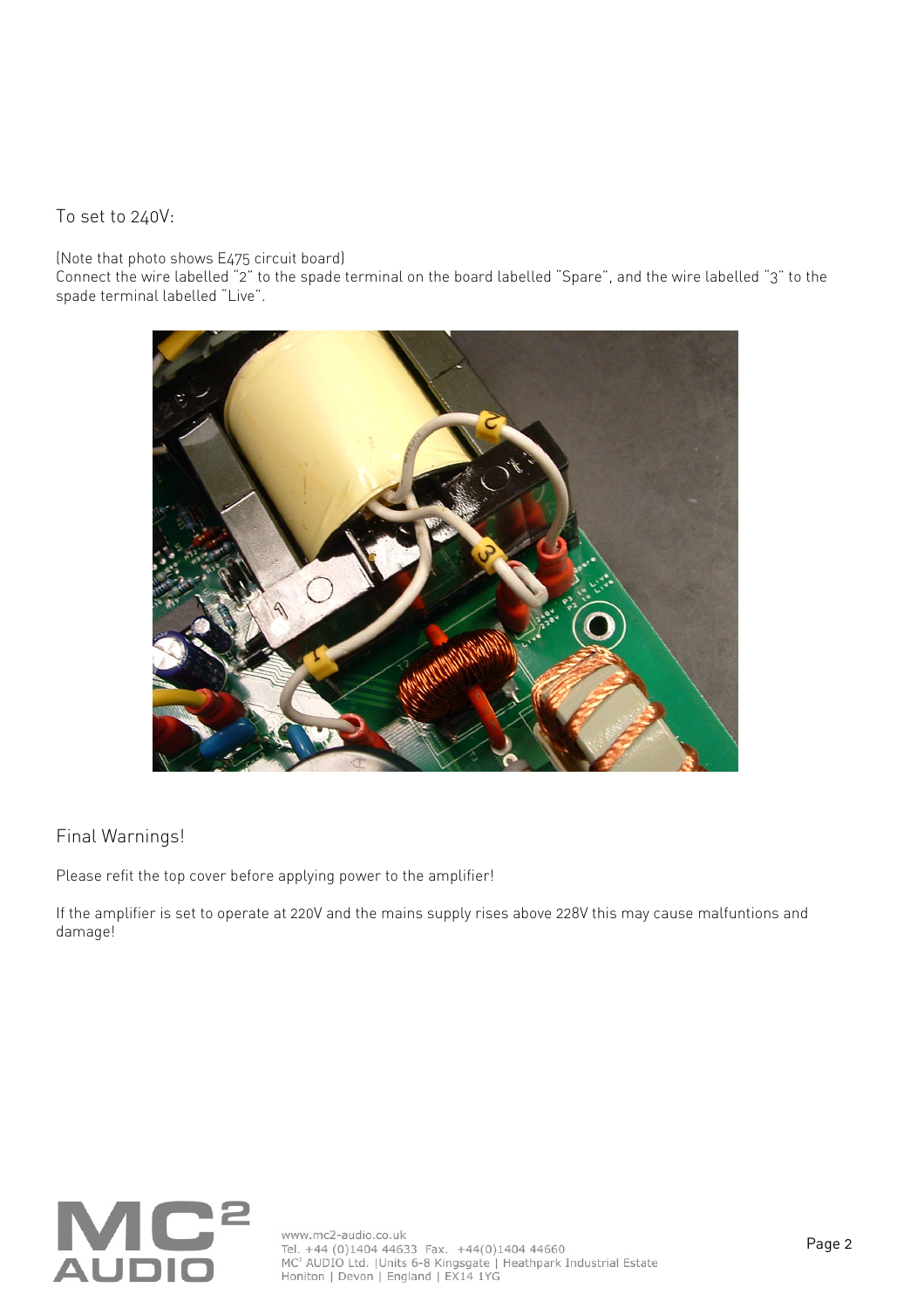## To set to 240V:

(Note that photo shows E475 circuit board)
Connect the wire labelled "2" to the spade terminal on the board labelled "Spare", and the wire labelled "3" to the spade terminal labelled "Live".

## Final Warnings!

Please refit the top cover before applying power to the amplifier!

If the amplifier is set to operate at 220V and the mains supply rises above 228V this may cause malfuntions and damage!

www.mc2-audio.co.uk
Tel. +44 (0)1404 44633 Fax. +44(0)1404 44660
MC² AUDIO Ltd. |Units 6-8 Kingsgate | Heathpark Industrial Estate
Honiton | Devon | England | EX14 1YG